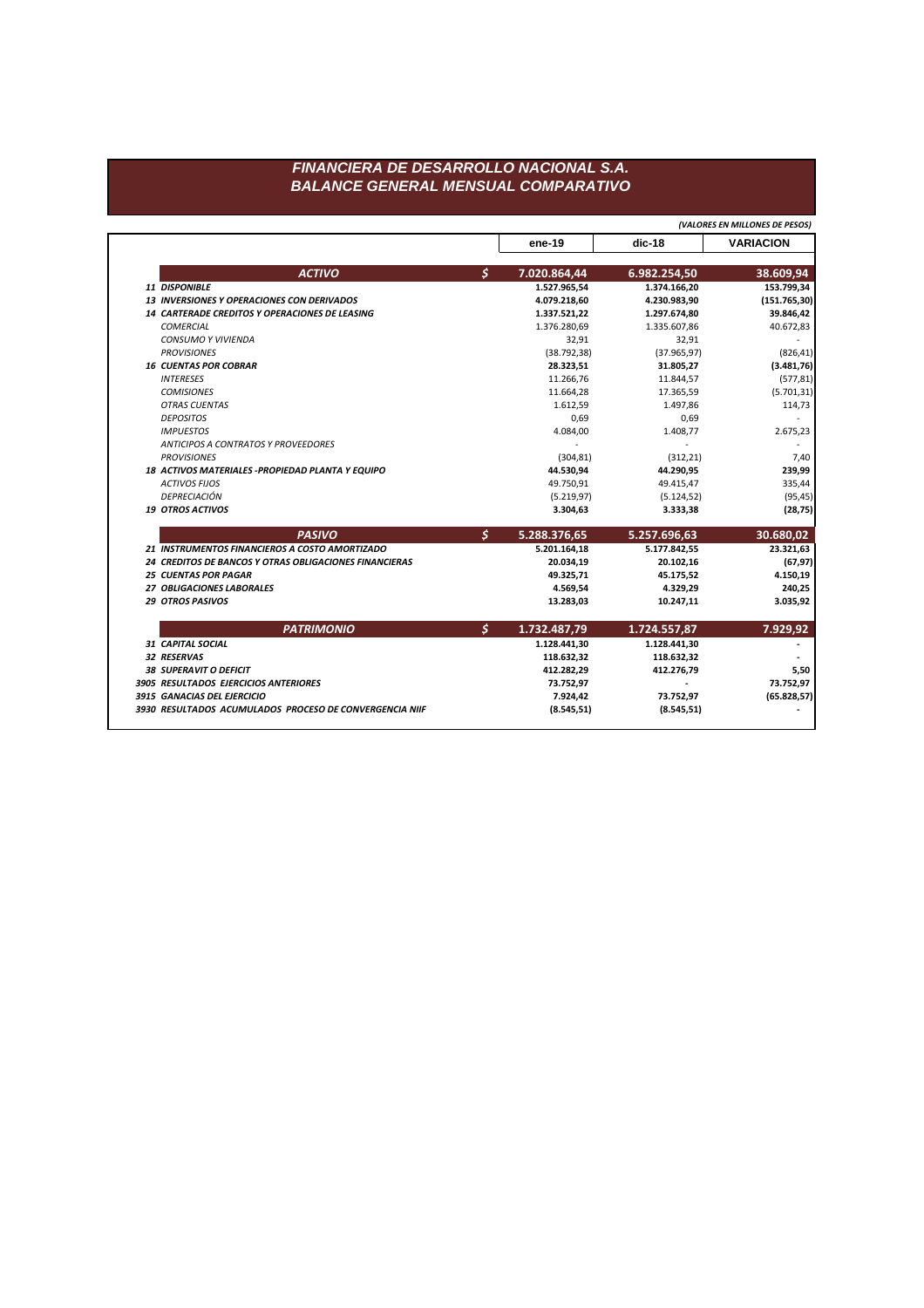# FINANCIERA DE DESARROLLO NACIONAL S.A.
# BALANCE GENERAL MENSUAL COMPARATIVO

*(VALORES EN MILLONES DE PESOS)*

| | | ene-19 | dic-18 | VARIACION |
|---|---|---|---|---|
| ***ACTIVO*** | **$** | **7.020.864,44** | **6.982.254,50** | **38.609,94** |
| ***11 DISPONIBLE*** | | **1.527.965,54** | **1.374.166,20** | **153.799,34** |
| ***13 INVERSIONES Y OPERACIONES CON DERIVADOS*** | | **4.079.218,60** | **4.230.983,90** | **(151.765,30)** |
| ***14 CARTERADE CREDITOS Y OPERACIONES DE LEASING*** | | **1.337.521,22** | **1.297.674,80** | **39.846,42** |
| *COMERCIAL* | | 1.376.280,69 | 1.335.607,86 | 40.672,83 |
| *CONSUMO Y VIVIENDA* | | 32,91 | 32,91 | - |
| *PROVISIONES* | | (38.792,38) | (37.965,97) | (826,41) |
| ***16 CUENTAS POR COBRAR*** | | **28.323,51** | **31.805,27** | **(3.481,76)** |
| *INTERESES* | | 11.266,76 | 11.844,57 | (577,81) |
| *COMISIONES* | | 11.664,28 | 17.365,59 | (5.701,31) |
| *OTRAS CUENTAS* | | 1.612,59 | 1.497,86 | 114,73 |
| *DEPOSITOS* | | 0,69 | 0,69 | - |
| *IMPUESTOS* | | 4.084,00 | 1.408,77 | 2.675,23 |
| *ANTICIPOS A CONTRATOS Y PROVEEDORES* | | - | - | - |
| *PROVISIONES* | | (304,81) | (312,21) | 7,40 |
| ***18 ACTIVOS MATERIALES -PROPIEDAD PLANTA Y EQUIPO*** | | **44.530,94** | **44.290,95** | **239,99** |
| *ACTIVOS FIJOS* | | 49.750,91 | 49.415,47 | 335,44 |
| *DEPRECIACIÓN* | | (5.219,97) | (5.124,52) | (95,45) |
| ***19 OTROS ACTIVOS*** | | **3.304,63** | **3.333,38** | **(28,75)** |
| ***PASIVO*** | **$** | **5.288.376,65** | **5.257.696,63** | **30.680,02** |
| ***21 INSTRUMENTOS FINANCIEROS A COSTO AMORTIZADO*** | | **5.201.164,18** | **5.177.842,55** | **23.321,63** |
| ***24 CREDITOS DE BANCOS Y OTRAS OBLIGACIONES FINANCIERAS*** | | **20.034,19** | **20.102,16** | **(67,97)** |
| ***25 CUENTAS POR PAGAR*** | | **49.325,71** | **45.175,52** | **4.150,19** |
| ***27 OBLIGACIONES LABORALES*** | | **4.569,54** | **4.329,29** | **240,25** |
| ***29 OTROS PASIVOS*** | | **13.283,03** | **10.247,11** | **3.035,92** |
| ***PATRIMONIO*** | **$** | **1.732.487,79** | **1.724.557,87** | **7.929,92** |
| ***31 CAPITAL SOCIAL*** | | **1.128.441,30** | **1.128.441,30** | **-** |
| ***32 RESERVAS*** | | **118.632,32** | **118.632,32** | **-** |
| ***38 SUPERAVIT O DEFICIT*** | | **412.282,29** | **412.276,79** | **5,50** |
| ***3905 RESULTADOS EJERCICIOS ANTERIORES*** | | **73.752,97** | **-** | **73.752,97** |
| ***3915 GANACIAS DEL EJERCICIO*** | | **7.924,42** | **73.752,97** | **(65.828,57)** |
| ***3930 RESULTADOS ACUMULADOS PROCESO DE CONVERGENCIA NIIF*** | | **(8.545,51)** | **(8.545,51)** | **-** |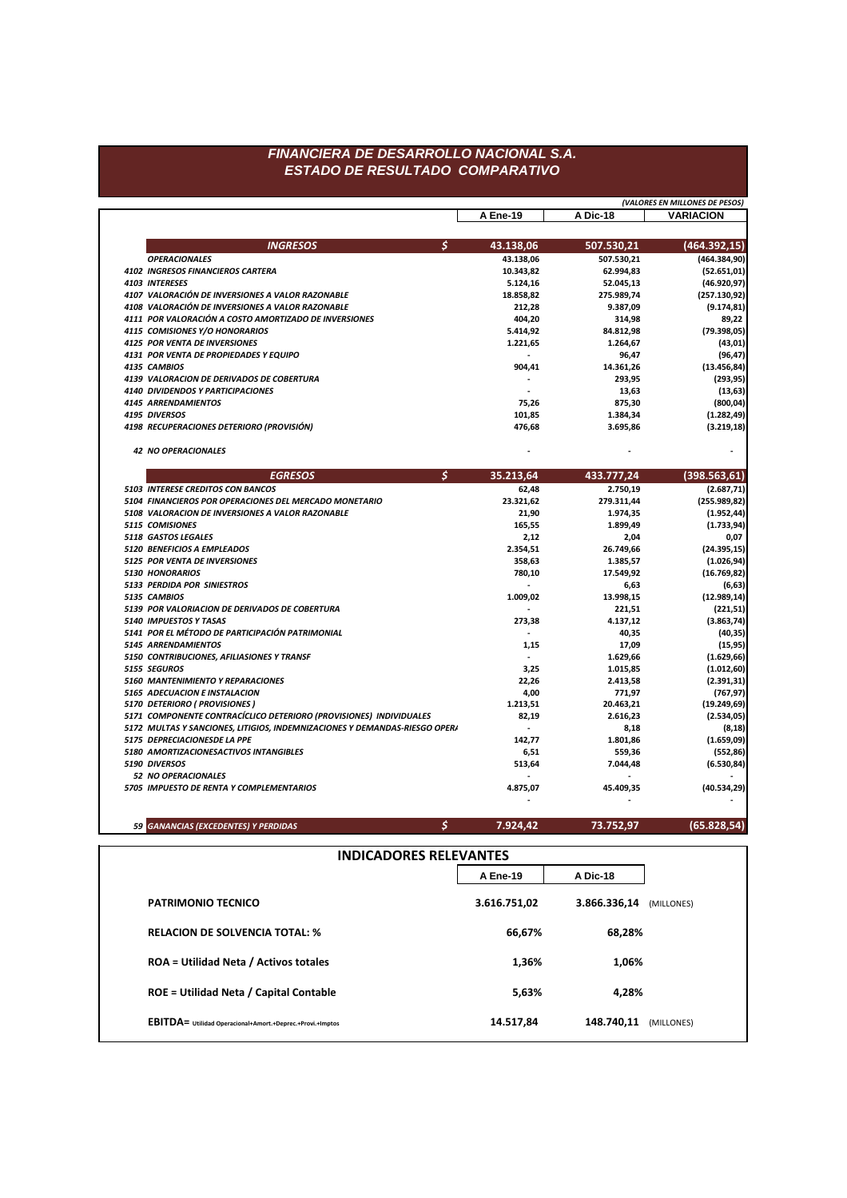# FINANCIERA DE DESARROLLO NACIONAL S.A.
## ESTADO DE RESULTADO COMPARATIVO

*(VALORES EN MILLONES DE PESOS)*

| | | A Ene-19 | A Dic-18 | VARIACION |
|---|---|---|---|---|
| **INGRESOS** | $ | **43.138,06** | **507.530,21** | **(464.392,15)** |
| *OPERACIONALES* | | 43.138,06 | 507.530,21 | (464.384,90) |
| *4102 INGRESOS FINANCIEROS CARTERA* | | 10.343,82 | 62.994,83 | (52.651,01) |
| *4103 INTERESES* | | 5.124,16 | 52.045,13 | (46.920,97) |
| *4107 VALORACIÓN DE INVERSIONES A VALOR RAZONABLE* | | 18.858,82 | 275.989,74 | (257.130,92) |
| *4108 VALORACIÓN DE INVERSIONES A VALOR RAZONABLE* | | 212,28 | 9.387,09 | (9.174,81) |
| *4111 POR VALORACIÓN A COSTO AMORTIZADO DE INVERSIONES* | | 404,20 | 314,98 | 89,22 |
| *4115 COMISIONES Y/O HONORARIOS* | | 5.414,92 | 84.812,98 | (79.398,05) |
| *4125 POR VENTA DE INVERSIONES* | | 1.221,65 | 1.264,67 | (43,01) |
| *4131 POR VENTA DE PROPIEDADES Y EQUIPO* | | - | 96,47 | (96,47) |
| *4135 CAMBIOS* | | 904,41 | 14.361,26 | (13.456,84) |
| *4139 VALORACION DE DERIVADOS DE COBERTURA* | | - | 293,95 | (293,95) |
| *4140 DIVIDENDOS Y PARTICIPACIONES* | | - | 13,63 | (13,63) |
| *4145 ARRENDAMIENTOS* | | 75,26 | 875,30 | (800,04) |
| *4195 DIVERSOS* | | 101,85 | 1.384,34 | (1.282,49) |
| *4198 RECUPERACIONES DETERIORO (PROVISIÓN)* | | 476,68 | 3.695,86 | (3.219,18) |
| *42 NO OPERACIONALES* | | - | - | - |
| **EGRESOS** | $ | **35.213,64** | **433.777,24** | **(398.563,61)** |
| *5103 INTERESE CREDITOS CON BANCOS* | | 62,48 | 2.750,19 | (2.687,71) |
| *5104 FINANCIEROS POR OPERACIONES DEL MERCADO MONETARIO* | | 23.321,62 | 279.311,44 | (255.989,82) |
| *5108 VALORACION DE INVERSIONES A VALOR RAZONABLE* | | 21,90 | 1.974,35 | (1.952,44) |
| *5115 COMISIONES* | | 165,55 | 1.899,49 | (1.733,94) |
| *5118 GASTOS LEGALES* | | 2,12 | 2,04 | 0,07 |
| *5120 BENEFICIOS A EMPLEADOS* | | 2.354,51 | 26.749,66 | (24.395,15) |
| *5125 POR VENTA DE INVERSIONES* | | 358,63 | 1.385,57 | (1.026,94) |
| *5130 HONORARIOS* | | 780,10 | 17.549,92 | (16.769,82) |
| *5133 PERDIDA POR SINIESTROS* | | - | 6,63 | (6,63) |
| *5135 CAMBIOS* | | 1.009,02 | 13.998,15 | (12.989,14) |
| *5139 POR VALORIACION DE DERIVADOS DE COBERTURA* | | - | 221,51 | (221,51) |
| *5140 IMPUESTOS Y TASAS* | | 273,38 | 4.137,12 | (3.863,74) |
| *5141 POR EL MÉTODO DE PARTICIPACIÓN PATRIMONIAL* | | - | 40,35 | (40,35) |
| *5145 ARRENDAMIENTOS* | | 1,15 | 17,09 | (15,95) |
| *5150 CONTRIBUCIONES, AFILIASIONES Y TRANSF* | | - | 1.629,66 | (1.629,66) |
| *5155 SEGUROS* | | 3,25 | 1.015,85 | (1.012,60) |
| *5160 MANTENIMIENTO Y REPARACIONES* | | 22,26 | 2.413,58 | (2.391,31) |
| *5165 ADECUACION E INSTALACION* | | 4,00 | 771,97 | (767,97) |
| *5170 DETERIORO ( PROVISIONES )* | | 1.213,51 | 20.463,21 | (19.249,69) |
| *5171 COMPONENTE CONTRACÍCLICO DETERIORO (PROVISIONES) INDIVIDUALES* | | 82,19 | 2.616,23 | (2.534,05) |
| *5172 MULTAS Y SANCIONES, LITIGIOS, INDEMNIZACIONES Y DEMANDAS-RIESGO OPER/* | | - | 8,18 | (8,18) |
| *5175 DEPRECIACIONESDE LA PPE* | | 142,77 | 1.801,86 | (1.659,09) |
| *5180 AMORTIZACIONESACTIVOS INTANGIBLES* | | 6,51 | 559,36 | (552,86) |
| *5190 DIVERSOS* | | 513,64 | 7.044,48 | (6.530,84) |
| *52 NO OPERACIONALES* | | - | - | - |
| *5705 IMPUESTO DE RENTA Y COMPLEMENTARIOS* | | 4.875,07 | 45.409,35 | (40.534,29) |
| | | - | - | - |
| *59 GANANCIAS (EXCEDENTES) Y PERDIDAS* | $ | **7.924,42** | **73.752,97** | **(65.828,54)** |

## INDICADORES RELEVANTES

| | A Ene-19 | A Dic-18 | |
|---|---|---|---|
| **PATRIMONIO TECNICO** | **3.616.751,02** | **3.866.336,14** | (MILLONES) |
| **RELACION DE SOLVENCIA TOTAL: %** | **66,67%** | **68,28%** | |
| **ROA = Utilidad Neta / Activos totales** | **1,36%** | **1,06%** | |
| **ROE = Utilidad Neta / Capital Contable** | **5,63%** | **4,28%** | |
| **EBITDA=** Utilidad Operacional+Amort.+Deprec.+Provi.+Imptos | **14.517,84** | **148.740,11** | (MILLONES) |